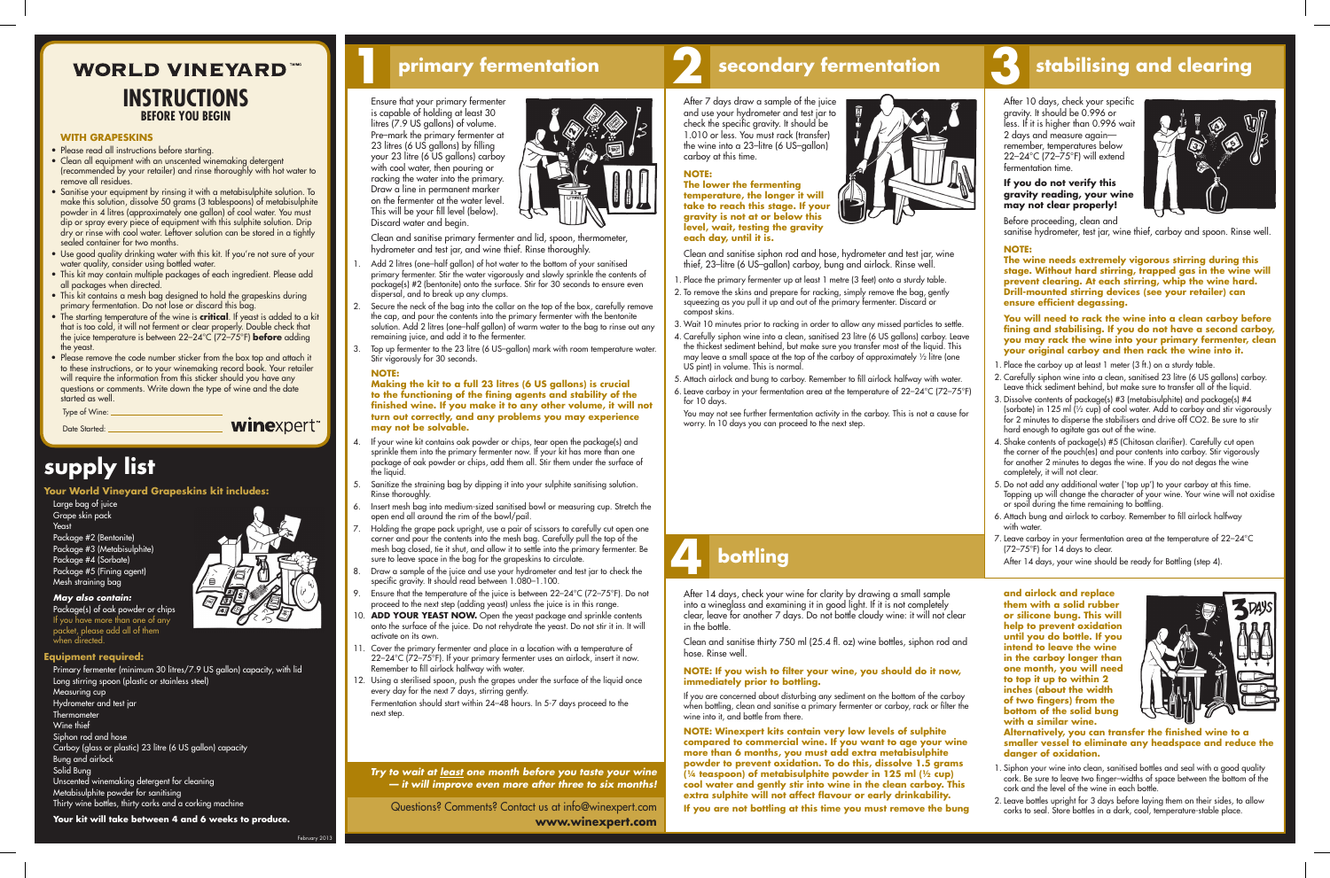# WORLD VINEYARD™

## INSTRUCTIONS

### BEFORE YOU BEGIN

#### WITH GRAPESKINS

- Please read all instructions before starting.
- Clean all equipment with an unscented winemaking detergent (recommended by your retailer) and rinse thoroughly with hot water to remove all residues.
- Sanitise your equipment by rinsing it with a metabisulphite solution. To make this solution, dissolve 50 grams (3 tablespoons) of metabisulphite powder in 4 litres (approximately one gallon) of cool water. You must dip or spray every piece of equipment with this sulphite solution. Drip dry or rinse with cool water. Leftover solution can be stored in a tightly sealed container for two months.
- Use good quality drinking water with this kit. If you're not sure of your water quality, consider using bottled water.
- This kit may contain multiple packages of each ingredient. Please add all packages when directed.
- This kit contains a mesh bag designed to hold the grapeskins during primary fermentation. Do not lose or discard this bag.
- The starting temperature of the wine is **critical**. If yeast is added to a kit that is too cold, it will not ferment or clear properly. Double check that the juice temperature is between 22–24°C (72–75°F) **before** adding the yeast.
- Please remove the code number sticker from the box top and attach it to these instructions, or to your winemaking record book. Your retailer will require the information from this sticker should you have any questions or comments. Write down the type of wine and the date started as well.

Type of Wine: ____________________

Date Started: ____________________

**wine**xpert™

## supply list

**Your World Vineyard Grapeskins kit includes:**

Large bag of juice
Grape skin pack
Yeast
Package #2 (Bentonite)
Package #3 (Metabisulphite)
Package #4 (Sorbate)
Package #5 (Fining agent)
Mesh straining bag

***May also contain:***

Package(s) of oak powder or chips
If you have more than one of any packet, please add all of them when directed.

**Equipment required:**

Primary fermenter (minimum 30 litres/7.9 US gallon) capacity, with lid
Long stirring spoon (plastic or stainless steel)
Measuring cup
Hydrometer and test jar
Thermometer
Wine thief
Siphon rod and hose
Carboy (glass or plastic) 23 litre (6 US gallon) capacity
Bung and airlock
Solid Bung
Unscented winemaking detergent for cleaning
Metabisulphite powder for sanitising
Thirty wine bottles, thirty corks and a corking machine

**Your kit will take between 4 and 6 weeks to produce.**

February 2013

## 1 primary fermentation

Ensure that your primary fermenter is capable of holding at least 30 litres (7.9 US gallons) of volume. Pre-mark the primary fermenter at 23 litres (6 US gallons) by filling your 23 litre (6 US gallons) carboy with cool water, then pouring or racking the water into the primary. Draw a line in permanent marker on the fermenter at the water level. This will be your fill level (below). Discard water and begin.

Clean and sanitise primary fermenter and lid, spoon, thermometer, hydrometer and test jar, and wine thief. Rinse thoroughly.

1. Add 2 litres (one-half gallon) of hot water to the bottom of your sanitised primary fermenter. Stir the water vigorously and slowly sprinkle the contents of package(s) #2 (bentonite) onto the surface. Stir for 30 seconds to ensure even dispersal, and to break up any clumps.
2. Secure the neck of the bag into the collar on the top of the box, carefully remove the cap, and pour the contents into the primary fermenter with the bentonite solution. Add 2 litres (one-half gallon) of warm water to the bag to rinse out any remaining juice, and add it to the fermenter.
3. Top up fermenter to the 23 litre (6 US-gallon) mark with room temperature water. Stir vigorously for 30 seconds.

**NOTE:**

**Making the kit to a full 23 litres (6 US gallons) is crucial to the functioning of the fining agents and stability of the finished wine. If you make it to any other volume, it will not turn out correctly, and any problems you may experience may not be solvable.**

4. If your wine kit contains oak powder or chips, tear open the package(s) and sprinkle them into the primary fermenter now. If your kit has more than one package of oak powder or chips, add them all. Stir them under the surface of the liquid.
5. Sanitize the straining bag by dipping it into your sulphite sanitising solution. Rinse thoroughly.
6. Insert mesh bag into medium-sized sanitised bowl or measuring cup. Stretch the open end all around the rim of the bowl/pail.
7. Holding the grape pack upright, use a pair of scissors to carefully cut open one corner and pour the contents into the mesh bag. Carefully pull the top of the mesh bag closed, tie it shut, and allow it to settle into the primary fermenter. Be sure to leave space in the bag for the grapeskins to circulate.
8. Draw a sample of the juice and use your hydrometer and test jar to check the specific gravity. It should read between 1.080–1.100.
9. Ensure that the temperature of the juice is between 22–24°C (72–75°F). Do not proceed to the next step (adding yeast) unless the juice is in this range.
10. **ADD YOUR YEAST NOW.** Open the yeast package and sprinkle contents onto the surface of the juice. Do not rehydrate the yeast. Do not stir it in. It will activate on its own.
11. Cover the primary fermenter and place in a location with a temperature of 22–24°C (72–75°F). If your primary fermenter uses an airlock, insert it now. Remember to fill airlock halfway with water.
12. Using a sterilised spoon, push the grapes under the surface of the liquid once every day for the next 7 days, stirring gently.

    Fermentation should start within 24–48 hours. In 5-7 days proceed to the next step.

***Try to wait at least one month before you taste your wine — it will improve even more after three to six months!***

Questions? Comments? Contact us at info@winexpert.com
**www.winexpert.com**

## 2 secondary fermentation

After 7 days draw a sample of the juice and use your hydrometer and test jar to check the specific gravity. It should be 1.010 or less. You must rack (transfer) the wine into a 23-litre (6 US-gallon) carboy at this time.

**NOTE:**

**The lower the fermenting temperature, the longer it will take to reach this stage. If your gravity is not at or below this level, wait, testing the gravity each day, until it is.**

Clean and sanitise siphon rod and hose, hydrometer and test jar, wine thief, 23-litre (6 US-gallon) carboy, bung and airlock. Rinse well.

1. Place the primary fermenter up at least 1 metre (3 feet) onto a sturdy table.
2. To remove the skins and prepare for racking, simply remove the bag, gently squeezing as you pull it up and out of the primary fermenter. Discard or compost skins.
3. Wait 10 minutes prior to racking in order to allow any missed particles to settle.
4. Carefully siphon wine into a clean, sanitised 23 litre (6 US gallons) carboy. Leave the thickest sediment behind, but make sure you transfer most of the liquid. This may leave a small space at the top of the carboy of approximately ½ litre (one US pint) in volume. This is normal.
5. Attach airlock and bung to carboy. Remember to fill airlock halfway with water.
6. Leave carboy in your fermentation area at the temperature of 22–24°C (72–75°F) for 10 days.

   You may not see further fermentation activity in the carboy. This is not a cause for worry. In 10 days you can proceed to the next step.

## 3 stabilising and clearing

After 10 days, check your specific gravity. It should be 0.996 or less. If it is higher than 0.996 wait 2 days and measure again—remember, temperatures below 22–24°C (72–75°F) will extend fermentation time.

**If you do not verify this gravity reading, your wine may not clear properly!**

Before proceeding, clean and sanitise hydrometer, test jar, wine thief, carboy and spoon. Rinse well.

**NOTE:**

**The wine needs extremely vigorous stirring during this stage. Without hard stirring, trapped gas in the wine will prevent clearing. At each stirring, whip the wine hard. Drill-mounted stirring devices (see your retailer) can ensure efficient degassing.**

**You will need to rack the wine into a clean carboy before fining and stabilising. If you do not have a second carboy, you may rack the wine into your primary fermenter, clean your original carboy and then rack the wine into it.**

1. Place the carboy up at least 1 meter (3 ft.) on a sturdy table.
2. Carefully siphon wine into a clean, sanitised 23 litre (6 US gallons) carboy. Leave thick sediment behind, but make sure to transfer all of the liquid.
3. Dissolve contents of package(s) #3 (metabisulphite) and package(s) #4 (sorbate) in 125 ml (½ cup) of cool water. Add to carboy and stir vigorously for 2 minutes to disperse the stabilisers and drive off CO2. Be sure to stir hard enough to agitate gas out of the wine.
4. Shake contents of package(s) #5 (Chitosan clarifier). Carefully cut open the corner of the pouch(es) and pour contents into carboy. Stir vigorously for another 2 minutes to degas the wine. If you do not degas the wine completely, it will not clear.
5. Do not add any additional water ('top up') to your carboy at this time. Topping up will change the character of your wine. Your wine will not oxidise or spoil during the time remaining to bottling.
6. Attach bung and airlock to carboy. Remember to fill airlock halfway with water.
7. Leave carboy in your fermentation area at the temperature of 22–24°C (72–75°F) for 14 days to clear.

   After 14 days, your wine should be ready for Bottling (step 4).

## 4 bottling

After 14 days, check your wine for clarity by drawing a small sample into a wineglass and examining it in good light. If it is not completely clear, leave for another 7 days. Do not bottle cloudy wine: it will not clear in the bottle.

Clean and sanitise thirty 750 ml (25.4 fl. oz) wine bottles, siphon rod and hose. Rinse well.

**NOTE: If you wish to filter your wine, you should do it now, immediately prior to bottling.**

If you are concerned about disturbing any sediment on the bottom of the carboy when bottling, clean and sanitise a primary fermenter or carboy, rack or filter the wine into it, and bottle from there.

**NOTE: Winexpert kits contain very low levels of sulphite compared to commercial wine. If you want to age your wine more than 6 months, you must add extra metabisulphite powder to prevent oxidation. To do this, dissolve 1.5 grams (¼ teaspoon) of metabisulphite powder in 125 ml (½ cup) cool water and gently stir into wine in the clean carboy. This extra sulphite will not affect flavour or early drinkability.**

**If you are not bottling at this time you must remove the bung and airlock and replace them with a solid rubber or silicone bung. This will help to prevent oxidation until you do bottle. If you intend to leave the wine in the carboy longer than one month, you will need to top it up to within 2 inches (about the width of two fingers) from the bottom of the solid bung with a similar wine.**

**Alternatively, you can transfer the finished wine to a smaller vessel to eliminate any headspace and reduce the danger of oxidation.**

1. Siphon your wine into clean, sanitised bottles and seal with a good quality cork. Be sure to leave two finger-widths of space between the bottom of the cork and the level of the wine in each bottle.
2. Leave bottles upright for 3 days before laying them on their sides, to allow corks to seal. Store bottles in a dark, cool, temperature-stable place.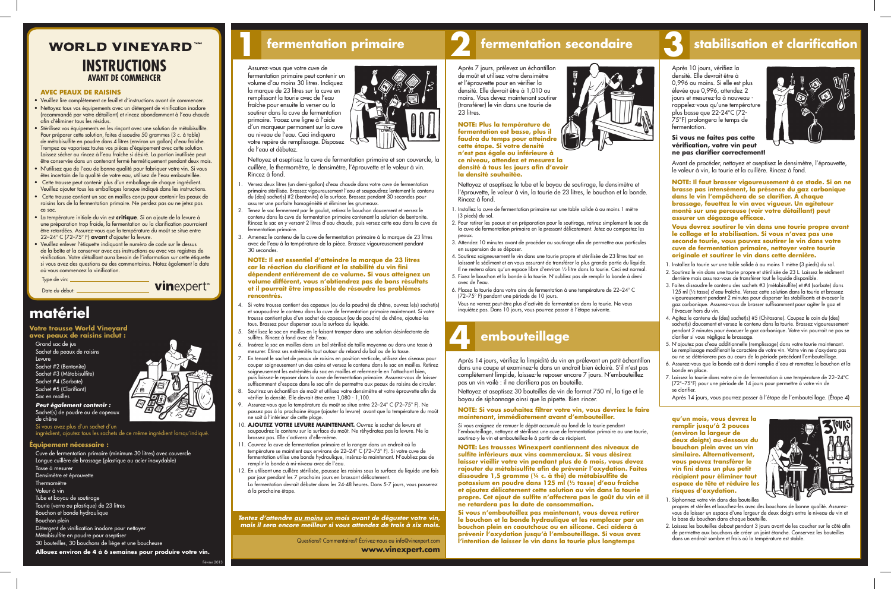# WORLD VINEYARD™

## INSTRUCTIONS

### AVANT DE COMMENCER

#### AVEC PEAUX DE RAISINS

- Veuillez lire complètement ce feuillet d'instructions avant de commencer.
- Nettoyez tous vos équipements avec un détergent de vinification inodore (recommandé par votre détaillant) et rincez abondamment à l'eau chaude afin d'éliminer tous les résidus.
- Stérilisez vos équipements en les rinçant avec une solution de métabisulfite. Pour préparer cette solution, faites dissoudre 50 grammes (3 c. à table) de métabisulfite en poudre dans 4 litres (environ un gallon) d'eau fraîche. Laissez sécher ou rincez à l'eau fraîche si désiré. La portion inutilisée peut être conservée dans un contenant fermé hermétiquement pendant deux mois.
- N'utilisez que de l'eau de bonne qualité pour fabriquer votre vin. Si vous êtes incertain de la qualité de votre eau, utilisez de l'eau embouteillée.
- Cette trousse peut contenir plus d'un emballage de chaque ingrédient. Veuillez ajouter tous les emballages lorsque indiqué dans les instructions.
- Cette trousse contient un sac en mailles conçu pour contenir les peaux de raisins lors de la fermentation primaire. Ne perdez pas ou ne jetez pas ce sac.
- La température initiale du vin est **critique**. Si on ajoute de la levure à une préparation trop froide, la fermentation ou la clarification pourraient être retardées. Assurez-vous que la température du moût se situe entre 22–24° C (72–75° F) **avant** d'ajouter la levure.
- Veuillez enlever l'étiquette indiquant le numéro de code sur le dessus de la boîte et la conserver avec ces instructions ou avec vos registres de vinification. Votre détaillant aura besoin de l'information sur cette étiquette si vous avez des questions ou des commentaires. Notez également la date où vous commencez la vinification.

Type de vin: ___________________________

Date du début: _________________________

vinexpert

## matériel

**Votre trousse World Vineyard avec peaux de raisins inclut :**

Grand sac de jus
Sachet de peaux de raisins
Levure
Sachet #2 (Bentonite)
Sachet #3 (Métabisulfite)
Sachet #4 (Sorbate)
Sachet #5 (Clarifiant)
Sac en mailles

***Peut également contenir :***
Sachet(s) de poudre ou de copeaux de chêne

Si vous avez plus d'un sachet d'un ingrédient, ajoutez tous les sachets de ce même ingrédient lorsqu'indiqué.

**Équipement nécessaire :**

Cuve de fermentation primaire (minimum 30 litres) avec couvercle
Longue cuillère de brassage (plastique ou acier inoxydable)
Tasse à mesurer
Densimètre et éprouvette
Thermomètre
Voleur à vin
Tube et boyau de soutirage
Tourie (verre ou plastique) de 23 litres
Bouchon et bonde hydraulique
Bouchon plein
Détergent de vinification inodore pour nettoyer
Métabisulfite en poudre pour aseptiser
30 bouteilles, 30 bouchons de liège et une boucheuse

**Allouez environ de 4 à 6 semaines pour produire votre vin.**

Février 2013

## 1 fermentation primaire

Assurez-vous que votre cuve de fermentation primaire peut contenir un volume d'au moins 30 litres. Indiquez la marque de 23 litres sur la cuve en remplissant la tourie avec de l'eau fraîche pour ensuite la verser ou la soutirer dans la cuve de fermentation primaire. Tracez une ligne à l'aide d'un marqueur permanent sur la cuve au niveau de l'eau. Ceci indiquera votre repère de remplissage. Disposez de l'eau et débutez.

Nettoyez et aseptisez la cuve de fermentation primaire et son couvercle, la cuillère, le thermomètre, le densimètre, l'éprouvette et le voleur à vin. Rincez à fond.

1. Versez deux litres (un demi-gallon) d'eau chaude dans votre cuve de fermentation primaire stérilisée. Brassez vigoureusement l'eau et saupoudrez lentement le contenu du (des) sachet(s) #2 (bentonite) à la surface. Brassez pendant 30 secondes pour assurer une parfaite homogénéité et éliminer les grumeaux.
2. Tenez le sac fermement par le goulot, retirez le bouchon doucement et versez le contenu dans la cuve de fermentation primaire contenant la solution de bentonite. Rincez le sac en y versant 2 litres d'eau chaude, puis versez cette eau dans la cuve de fermentation primaire.
3. Amenez le contenu de la cuve de fermentation primaire à la marque de 23 litres avec de l'eau à la température de la pièce. Brassez vigoureusement pendant 30 secondes.

**NOTE: Il est essentiel d'atteindre la marque de 23 litres car la réaction du clarifiant et la stabilité du vin fini dépendent entièrement de ce volume. Si vous atteignez un volume différent, vous n'obtiendrez pas de bons résultats et il pourrait être impossible de résoudre les problèmes rencontrés.**

4. Si votre trousse contient des copeaux (ou de la poudre) de chêne, ouvrez le(s) sachet(s) et saupoudrez le contenu dans la cuve de fermentation primaire maintenant. Si votre trousse contient plus d'un sachet de copeaux (ou de poudre) de chêne, ajoutez-les tous. Brassez pour disperser sous la surface du liquide.
5. Stérilisez le sac en mailles en le faisant tremper dans une solution désinfectante de sulfites. Rincez à fond avec de l'eau.
6. Insérez le sac en mailles dans un bol stérilisé de taille moyenne ou dans une tasse à mesurer. Étirez ses extrémités tout autour du rebord du bol ou de la tasse.
7. En tenant le sachet de peaux de raisins en position verticale, utilisez des ciseaux pour couper soigneusement un des coins et versez le contenu dans le sac en mailles. Retirez soigneusement les extrémités du sac en mailles et refermez-le en l'attachant bien, puis laissez-le reposer dans la cuve de fermentation primaire. Assurez-vous de laisser suffisamment d'espace dans le sac afin de permettre aux peaux de raisins de circuler.
8. Soutirez un échantillon de moût et utilisez votre densimètre et votre éprouvette afin de vérifier la densité. Elle devrait être entre 1,080 - 1,100.
9. Assurez-vous que la température du moût se situe entre 22–24° C (72–75° F). Ne passez pas à la prochaine étape (ajouter la levure) avant que la température du moût ne soit à l'intérieur de cette plage.
10. **AJOUTEZ VOTRE LEVURE MAINTENANT.** Ouvrez le sachet de levure et saupoudrez le contenu sur la surface du moût. Ne réhydratez pas la levure. Ne la brassez pas. Elle s'activera d'elle-même.
11. Couvrez la cuve de fermentation primaire et la ranger dans un endroit où la température se maintient aux environs de 22–24° C (72–75° F). Si votre cuve de fermentation utilise une bonde hydraulique, insérez-la maintenant. N'oubliez pas de remplir la bonde à mi-niveau avec de l'eau.
12. En utilisant une cuillère stérilisée, poussez les raisins sous la surface du liquide une fois par jour pendant les 7 prochains jours en brassant délicatement. La fermentation devrait débuter dans les 24-48 heures. Dans 5-7 jours, vous passerez à la prochaine étape.

***Tentez d'attendre au moins un mois avant de déguster votre vin, mais il sera encore meilleur si vous attendez de trois à six mois.***

Questions? Commentaires? Écrivez-nous au info@vinexpert.com
**www.vinexpert.com**

## 2 fermentation secondaire

Après 7 jours, prélevez un échantillon de moût et utilisez votre densimètre et l'éprouvette pour en vérifier la densité. Elle devrait être à 1,010 ou moins. Vous devez maintenant soutirer (transférer) le vin dans une tourie de 23 litres.

**NOTE: Plus la température de fermentation est basse, plus il faudra du temps pour atteindre cette étape. Si votre densité n'est pas égale ou inférieure à ce niveau, attendez et mesurez la densité à tous les jours afin d'avoir la densité souhaitée.**

Nettoyez et aseptisez le tube et le boyau de soutirage, le densimètre et l'éprouvette, le voleur à vin, la tourie de 23 litres, le bouchon et la bonde. Rincez à fond.

1. Installez la cuve de fermentation primaire sur une table solide à au moins 1 mètre (3 pieds) du sol.
2. Pour retirer les peaux et en préparation pour le soutirage, retirez simplement le sac de la cuve de fermentation primaire en le pressant délicatement. Jetez ou compostez les peaux.
3. Attendez 10 minutes avant de procéder au soutirage afin de permettre aux particules en suspension de se déposer.
4. Soutirez soigneusement le vin dans une tourie propre et stérilisée de 23 litres tout en laissant le sédiment et en vous assurant de transférer la plus grande partie du liquide. Il ne restera alors qu'un espace libre d'environ ½ litre dans la tourie. Ceci est normal.
5. Fixez le bouchon et la bonde à la tourie. N'oubliez pas de remplir la bonde à demi avec de l'eau.
6. Placez la tourie dans votre aire de fermentation à une température de 22–24° C (72–75° F) pendant une période de 10 jours.

Vous ne verrez peut-être plus d'activité de fermentation dans la tourie. Ne vous inquiétez pas. Dans 10 jours, vous pourrez passer à l'étape suivante.

## 4 embouteillage

Après 14 jours, vérifiez la limpidité du vin en prélevant un petit échantillon dans une coupe et examinez-le dans un endroit bien éclairé. S'il n'est pas complètement limpide, laissez-le reposer encore 7 jours. N'embouteillez pas un vin voilé : il ne clarifiera pas en bouteille.

Nettoyez et aseptisez 30 bouteilles de vin de format 750 ml, la tige et le boyau de siphonnage ainsi que la pipette. Bien rincer.

**NOTE: Si vous souhaitez filtrer votre vin, vous devriez le faire maintenant, immédiatement avant d'embouteiller.**

Si vous craignez de remuer le dépôt accumulé au fond de la tourie pendant l'embouteillage, nettoyez et stérilisez une cuve de fermentation primaire ou une tourie, soutirez-y le vin et embouteillez-le à partir de ce récipient.

**NOTE: Les trousses Winexpert contiennent des niveaux de sulfite inférieurs aux vins commerciaux. Si vous désirez laisser vieillir votre vin pendant plus de 6 mois, vous devez rajouter du métabisulfite afin de prévenir l'oxydation. Faites dissoudre 1,5 gramme (¼ c. à thé) de métabisulfite de potassium en poudre dans 125 ml (½ tasse) d'eau fraîche et ajoutez délicatement cette solution au vin dans la tourie propre. Cet ajout de sulfite n'affectera pas le goût du vin et il ne retardera pas la date de consommation.**

**Si vous n'embouteillez pas maintenant, vous devez retirer le bouchon et la bonde hydraulique et les remplacer par un bouchon plein en caoutchouc ou en silicone. Ceci aidera à prévenir l'oxydation jusqu'à l'embouteillage. Si vous avez l'intention de laisser le vin dans la tourie plus longtemps qu'un mois, vous devrez la remplir jusqu'à 2 pouces (environ la largeur de deux doigts) au-dessous du bouchon plein avec un vin similaire. Alternativement, vous pouvez transférer le vin fini dans un plus petit récipient pour éliminer tout espace de tête et réduire les risques d'oxydation.**

1. Siphonnez votre vin dans des bouteilles propres et stériles et bouchez-les avec des bouchons de bonne qualité. Assurez-vous de laisser un espace d'une largeur de deux doigts entre le niveau du vin et la base du bouchon dans chaque bouteille.
2. Laissez les bouteilles debout pendant 3 jours avant de les coucher sur le côté afin de permettre aux bouchons de créer un joint étanche. Conservez les bouteilles dans un endroit sombre et frais où la température est stable.

## 3 stabilisation et clarification

Après 10 jours, vérifiez la densité. Elle devrait être à 0,996 ou moins. Si elle est plus élevée que 0,996, attendez 2 jours et mesurez-la à nouveau - rappelez-vous qu'une température plus basse que 22-24°C (72-75°F) prolongera le temps de fermentation.

**Si vous ne faites pas cette vérification, votre vin peut ne pas clarifier correctement!**

Avant de procéder, nettoyez et aseptisez le densimètre, l'éprouvette, le voleur à vin, la tourie et la cuillère. Rincez à fond.

**NOTE: Il faut brasser vigoureusement à ce stade. Si on ne brasse pas intensément, la présence du gaz carbonique dans le vin l'empêchera de se clarifier. À chaque brassage, fouettez le vin avec vigueur. Un agitateur monté sur une perceuse (voir votre détaillant) peut assurer un dégazage efficace.**

**Vous devez soutirer le vin dans une tourie propre avant le collage et la stabilisation. Si vous n'avez pas une seconde tourie, vous pouvez soutirer le vin dans votre cuve de fermentation primaire, nettoyer votre tourie originale et soutirer le vin dans cette dernière.**

1. Installez la tourie sur une table solide à au moins 1 mètre (3 pieds) du sol.
2. Soutirez le vin dans une tourie propre et stérilisée de 23 L. Laissez le sédiment derrière mais assurez-vous de transférer tout le liquide disponible.
3. Faites dissoudre le contenu des sachets #3 (métabisulfite) et #4 (sorbate) dans 125 ml (½ tasse) d'eau fraîche. Versez cette solution dans la tourie et brassez vigoureusement pendant 2 minutes pour disperser les stabilisants et évacuer le gaz carbonique. Assurez-vous de brasser suffisamment pour agiter le gaz et l'évacuer hors du vin.
4. Agitez le contenu du (des) sachet(s) #5 (Chitosane). Coupez le coin du (des) sachet(s) doucement et versez le contenu dans la tourie. Brassez vigoureusement pendant 2 minutes pour évacuer le gaz carbonique. Votre vin pourrait ne pas se clarifier si vous négligez le brassage.
5. N'ajoutez pas d'eau additionnelle (remplissage) dans votre tourie maintenant. Le remplissage modifierait le caractère de votre vin. Votre vin ne s'oxydera pas ou ne se détériorera pas au cours de la période précédant l'embouteillage.
6. Assurez-vous que la bonde est à demi remplie d'eau et remettez le bouchon et la bonde en place.
7. Laissez la tourie dans votre aire de fermentation à une température de 22–24°C (72°–75°F) pour une période de 14 jours pour permettre à votre vin de se clarifier.

Après 14 jours, vous pourrez passer à l'étape de l'embouteillage. (Étape 4)